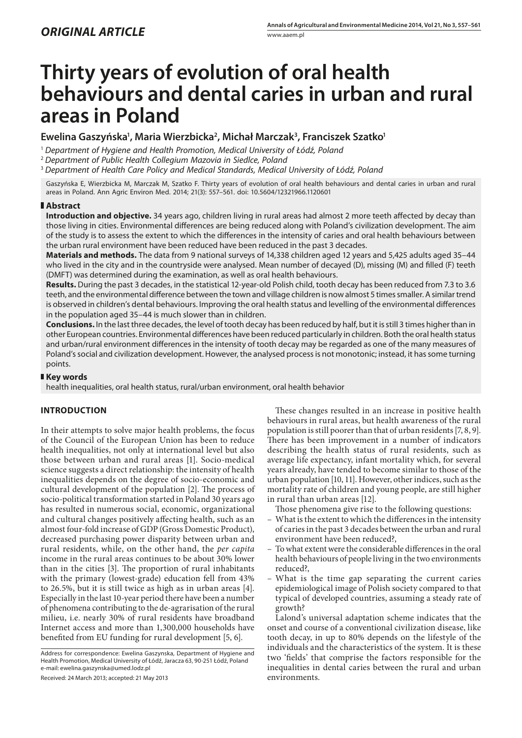*ORIGINAL ARTICLE*

# Thirty years of evolution of oral health behaviours and dental caries in urban and rural areas in Poland

**Ewelina Gaszyńska[1], Maria Wierzbicka[2], Michał Marczak[3], Franciszek Szatko[1]**

[1] *Department of Hygiene and Health Promotion, Medical University of Łódź, Poland*
[2] *Department of Public Health Collegium Mazovia in Siedlce, Poland*
[3] *Department of Health Care Policy and Medical Standards, Medical University of Łódź, Poland*

Gaszyńska E, Wierzbicka M, Marczak M, Szatko F. Thirty years of evolution of oral health behaviours and dental caries in urban and rural areas in Poland. Ann Agric Environ Med. 2014; 21(3): 557–561. doi: 10.5604/12321966.1120601

## Abstract

**Introduction and objective.** 34 years ago, children living in rural areas had almost 2 more teeth affected by decay than those living in cities. Environmental differences are being reduced along with Poland's civilization development. The aim of the study is to assess the extent to which the differences in the intensity of caries and oral health behaviours between the urban rural environment have been reduced have been reduced in the past 3 decades.

**Materials and methods.** The data from 9 national surveys of 14,338 children aged 12 years and 5,425 adults aged 35–44 who lived in the city and in the countryside were analysed. Mean number of decayed (D), missing (M) and filled (F) teeth (DMFT) was determined during the examination, as well as oral health behaviours.

**Results.** During the past 3 decades, in the statistical 12-year-old Polish child, tooth decay has been reduced from 7.3 to 3.6 teeth, and the environmental difference between the town and village children is now almost 5 times smaller. A similar trend is observed in children's dental behaviours. Improving the oral health status and levelling of the environmental differences in the population aged 35–44 is much slower than in children.

**Conclusions.** In the last three decades, the level of tooth decay has been reduced by half, but it is still 3 times higher than in other European countries. Environmental differences have been reduced particularly in children. Both the oral health status and urban/rural environment differences in the intensity of tooth decay may be regarded as one of the many measures of Poland's social and civilization development. However, the analysed process is not monotonic; instead, it has some turning points.

## Key words

health inequalities, oral health status, rural/urban environment, oral health behavior

## INTRODUCTION

In their attempts to solve major health problems, the focus of the Council of the European Union has been to reduce health inequalities, not only at international level but also those between urban and rural areas [1]. Socio-medical science suggests a direct relationship: the intensity of health inequalities depends on the degree of socio-economic and cultural development of the population [2]. The process of socio-political transformation started in Poland 30 years ago has resulted in numerous social, economic, organizational and cultural changes positively affecting health, such as an almost four-fold increase of GDP (Gross Domestic Product), decreased purchasing power disparity between urban and rural residents, while, on the other hand, the *per capita* income in the rural areas continues to be about 30% lower than in the cities [3]. The proportion of rural inhabitants with the primary (lowest-grade) education fell from 43% to 26.5%, but it is still twice as high as in urban areas [4]. Especially in the last 10-year period there have been a number of phenomena contributing to the de-agrarisation of the rural milieu, i.e. nearly 30% of rural residents have broadband Internet access and more than 1,300,000 households have benefited from EU funding for rural development [5, 6].

These changes resulted in an increase in positive health behaviours in rural areas, but health awareness of the rural population is still poorer than that of urban residents [7, 8, 9]. There has been improvement in a number of indicators describing the health status of rural residents, such as average life expectancy, infant mortality which, for several years already, have tended to become similar to those of the urban population [10, 11]. However, other indices, such as the mortality rate of children and young people, are still higher in rural than urban areas [12].

Those phenomena give rise to the following questions:

- What is the extent to which the differences in the intensity of caries in the past 3 decades between the urban and rural environment have been reduced?,
- To what extent were the considerable differences in the oral health behaviours of people living in the two environments reduced?,
- What is the time gap separating the current caries epidemiological image of Polish society compared to that typical of developed countries, assuming a steady rate of growth?

Lalond's universal adaptation scheme indicates that the onset and course of a conventional civilization disease, like tooth decay, in up to 80% depends on the lifestyle of the individuals and the characteristics of the system. It is these two 'fields' that comprise the factors responsible for the inequalities in dental caries between the rural and urban environments.

Address for correspondence: Ewelina Gaszynska, Department of Hygiene and Health Promotion, Medical University of Łódź, Jaracza 63, 90-251 Łódź, Poland
e-mail: ewelina.gaszynska@umed.lodz.pl

Received: 24 March 2013; accepted: 21 May 2013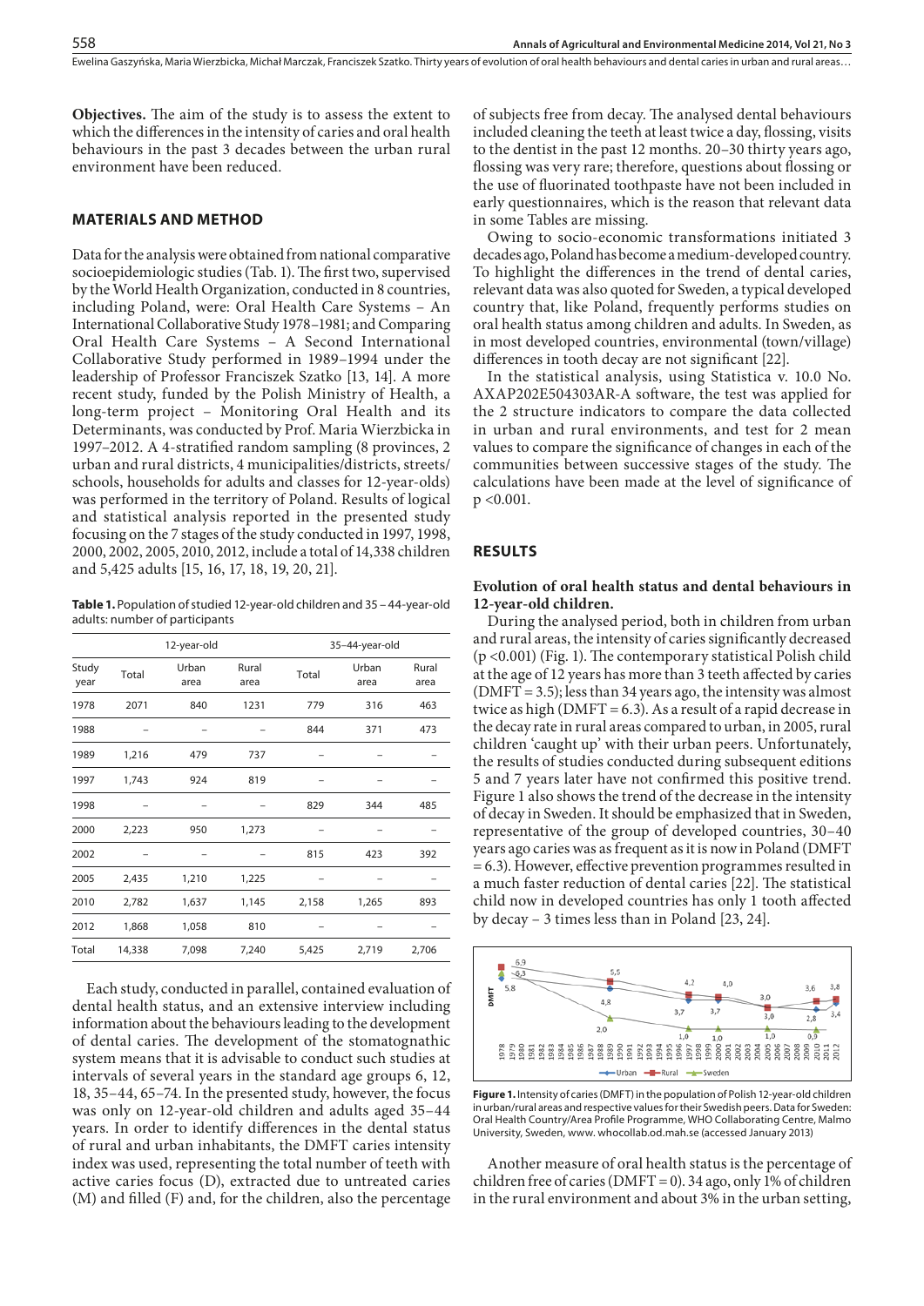**Objectives.** The aim of the study is to assess the extent to which the differences in the intensity of caries and oral health behaviours in the past 3 decades between the urban rural environment have been reduced.

## MATERIALS AND METHOD

Data for the analysis were obtained from national comparative socioepidemiologic studies (Tab. 1). The first two, supervised by the World Health Organization, conducted in 8 countries, including Poland, were: Oral Health Care Systems – An International Collaborative Study 1978–1981; and Comparing Oral Health Care Systems – A Second International Collaborative Study performed in 1989–1994 under the leadership of Professor Franciszek Szatko [13, 14]. A more recent study, funded by the Polish Ministry of Health, a long-term project – Monitoring Oral Health and its Determinants, was conducted by Prof. Maria Wierzbicka in 1997–2012. A 4-stratified random sampling (8 provinces, 2 urban and rural districts, 4 municipalities/districts, streets/schools, households for adults and classes for 12-year-olds) was performed in the territory of Poland. Results of logical and statistical analysis reported in the presented study focusing on the 7 stages of the study conducted in 1997, 1998, 2000, 2002, 2005, 2010, 2012, include a total of 14,338 children and 5,425 adults [15, 16, 17, 18, 19, 20, 21].

**Table 1.** Population of studied 12-year-old children and 35 – 44-year-old adults: number of participants

| | 12-year-old | | | 35–44-year-old | | |
|---|---|---|---|---|---|---|
| Study year | Total | Urban area | Rural area | Total | Urban area | Rural area |
| 1978 | 2071 | 840 | 1231 | 779 | 316 | 463 |
| 1988 | – | – | – | 844 | 371 | 473 |
| 1989 | 1,216 | 479 | 737 | – | – | – |
| 1997 | 1,743 | 924 | 819 | – | – | – |
| 1998 | – | – | – | 829 | 344 | 485 |
| 2000 | 2,223 | 950 | 1,273 | – | – | – |
| 2002 | – | – | – | 815 | 423 | 392 |
| 2005 | 2,435 | 1,210 | 1,225 | – | – | – |
| 2010 | 2,782 | 1,637 | 1,145 | 2,158 | 1,265 | 893 |
| 2012 | 1,868 | 1,058 | 810 | – | – | – |
| Total | 14,338 | 7,098 | 7,240 | 5,425 | 2,719 | 2,706 |

Each study, conducted in parallel, contained evaluation of dental health status, and an extensive interview including information about the behaviours leading to the development of dental caries. The development of the stomatognathic system means that it is advisable to conduct such studies at intervals of several years in the standard age groups 6, 12, 18, 35–44, 65–74. In the presented study, however, the focus was only on 12-year-old children and adults aged 35–44 years. In order to identify differences in the dental status of rural and urban inhabitants, the DMFT caries intensity index was used, representing the total number of teeth with active caries focus (D), extracted due to untreated caries (M) and filled (F) and, for the children, also the percentage of subjects free from decay. The analysed dental behaviours included cleaning the teeth at least twice a day, flossing, visits to the dentist in the past 12 months. 20–30 thirty years ago, flossing was very rare; therefore, questions about flossing or the use of fluorinated toothpaste have not been included in early questionnaires, which is the reason that relevant data in some Tables are missing.

Owing to socio-economic transformations initiated 3 decades ago, Poland has become a medium-developed country. To highlight the differences in the trend of dental caries, relevant data was also quoted for Sweden, a typical developed country that, like Poland, frequently performs studies on oral health status among children and adults. In Sweden, as in most developed countries, environmental (town/village) differences in tooth decay are not significant [22].

In the statistical analysis, using Statistica v. 10.0 No. AXAP202E504303AR-A software, the test was applied for the 2 structure indicators to compare the data collected in urban and rural environments, and test for 2 mean values to compare the significance of changes in each of the communities between successive stages of the study. The calculations have been made at the level of significance of $p < 0.001$.

## RESULTS

### Evolution of oral health status and dental behaviours in 12-year-old children.

During the analysed period, both in children from urban and rural areas, the intensity of caries significantly decreased ($p < 0.001$) (Fig. 1). The contemporary statistical Polish child at the age of 12 years has more than 3 teeth affected by caries (DMFT = 3.5); less than 34 years ago, the intensity was almost twice as high (DMFT = 6.3). As a result of a rapid decrease in the decay rate in rural areas compared to urban, in 2005, rural children 'caught up' with their urban peers. Unfortunately, the results of studies conducted during subsequent editions 5 and 7 years later have not confirmed this positive trend. Figure 1 also shows the trend of the decrease in the intensity of decay in Sweden. It should be emphasized that in Sweden, representative of the group of developed countries, 30–40 years ago caries was as frequent as it is now in Poland (DMFT = 6.3). However, effective prevention programmes resulted in a much faster reduction of dental caries [22]. The statistical child now in developed countries has only 1 tooth affected by decay – 3 times less than in Poland [23, 24].

**Figure 1.** Intensity of caries (DMFT) in the population of Polish 12-year-old children in urban/rural areas and respective values for their Swedish peers. Data for Sweden: Oral Health Country/Area Profile Programme, WHO Collaborating Centre, Malmo University, Sweden, www. whocollab.od.mah.se (accessed January 2013)

Another measure of oral health status is the percentage of children free of caries (DMFT = 0). 34 ago, only 1% of children in the rural environment and about 3% in the urban setting,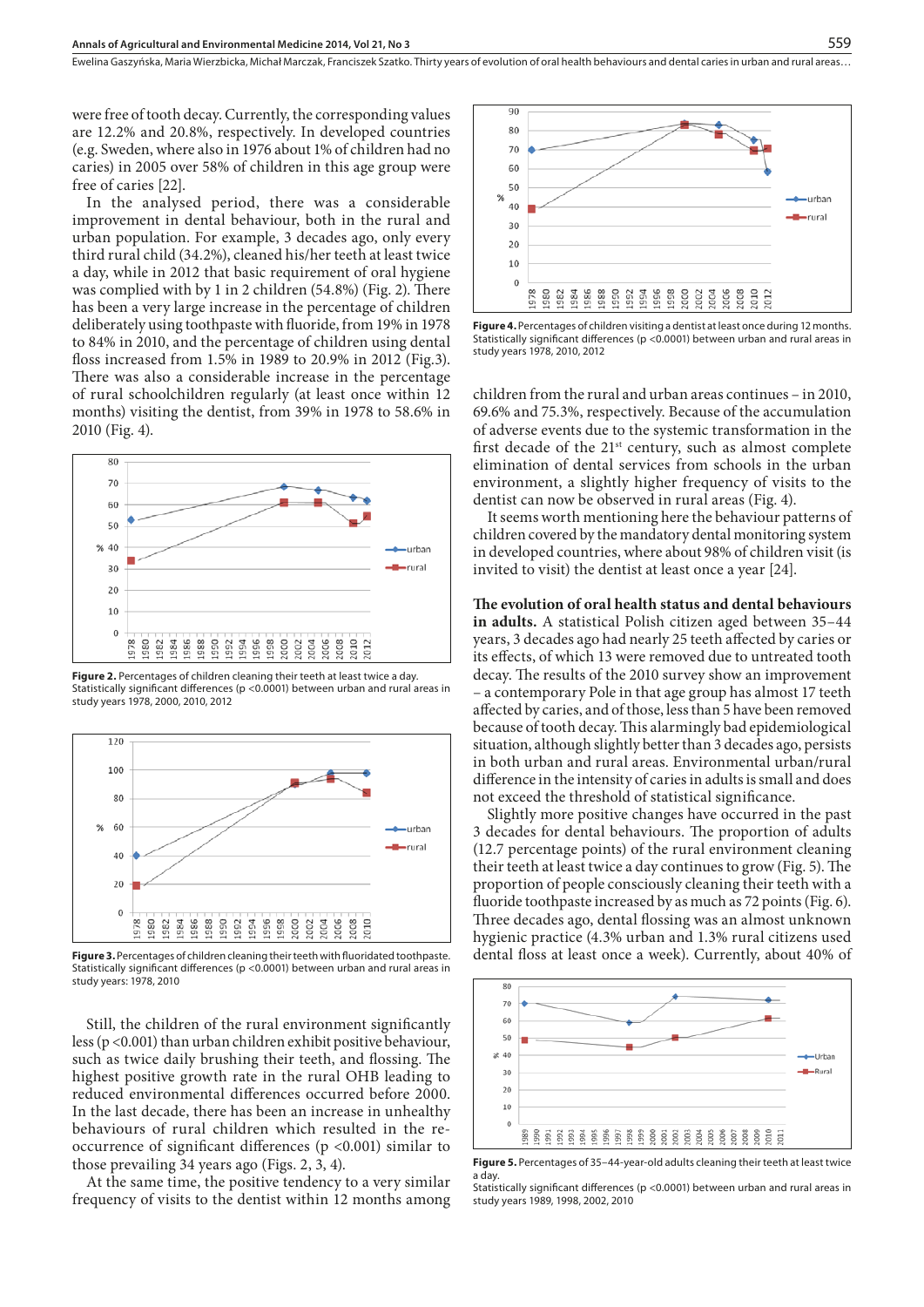were free of tooth decay. Currently, the corresponding values are 12.2% and 20.8%, respectively. In developed countries (e.g. Sweden, where also in 1976 about 1% of children had no caries) in 2005 over 58% of children in this age group were free of caries [22].

In the analysed period, there was a considerable improvement in dental behaviour, both in the rural and urban population. For example, 3 decades ago, only every third rural child (34.2%), cleaned his/her teeth at least twice a day, while in 2012 that basic requirement of oral hygiene was complied with by 1 in 2 children (54.8%) (Fig. 2). There has been a very large increase in the percentage of children deliberately using toothpaste with fluoride, from 19% in 1978 to 84% in 2010, and the percentage of children using dental floss increased from 1.5% in 1989 to 20.9% in 2012 (Fig.3). There was also a considerable increase in the percentage of rural schoolchildren regularly (at least once within 12 months) visiting the dentist, from 39% in 1978 to 58.6% in 2010 (Fig. 4).

**Figure 2.** Percentages of children cleaning their teeth at least twice a day. Statistically significant differences (p <0.0001) between urban and rural areas in study years 1978, 2000, 2010, 2012

**Figure 3.** Percentages of children cleaning their teeth with fluoridated toothpaste. Statistically significant differences (p <0.0001) between urban and rural areas in study years: 1978, 2010

Still, the children of the rural environment significantly less (p <0.001) than urban children exhibit positive behaviour, such as twice daily brushing their teeth, and flossing. The highest positive growth rate in the rural OHB leading to reduced environmental differences occurred before 2000. In the last decade, there has been an increase in unhealthy behaviours of rural children which resulted in the re-occurrence of significant differences (p <0.001) similar to those prevailing 34 years ago (Figs. 2, 3, 4).

At the same time, the positive tendency to a very similar frequency of visits to the dentist within 12 months among children from the rural and urban areas continues – in 2010, 69.6% and 75.3%, respectively. Because of the accumulation of adverse events due to the systemic transformation in the first decade of the 21st century, such as almost complete elimination of dental services from schools in the urban environment, a slightly higher frequency of visits to the dentist can now be observed in rural areas (Fig. 4).

**Figure 4.** Percentages of children visiting a dentist at least once during 12 months. Statistically significant differences (p <0.0001) between urban and rural areas in study years 1978, 2010, 2012

It seems worth mentioning here the behaviour patterns of children covered by the mandatory dental monitoring system in developed countries, where about 98% of children visit (is invited to visit) the dentist at least once a year [24].

**The evolution of oral health status and dental behaviours in adults.** A statistical Polish citizen aged between 35–44 years, 3 decades ago had nearly 25 teeth affected by caries or its effects, of which 13 were removed due to untreated tooth decay. The results of the 2010 survey show an improvement – a contemporary Pole in that age group has almost 17 teeth affected by caries, and of those, less than 5 have been removed because of tooth decay. This alarmingly bad epidemiological situation, although slightly better than 3 decades ago, persists in both urban and rural areas. Environmental urban/rural difference in the intensity of caries in adults is small and does not exceed the threshold of statistical significance.

Slightly more positive changes have occurred in the past 3 decades for dental behaviours. The proportion of adults (12.7 percentage points) of the rural environment cleaning their teeth at least twice a day continues to grow (Fig. 5). The proportion of people consciously cleaning their teeth with a fluoride toothpaste increased by as much as 72 points (Fig. 6). Three decades ago, dental flossing was an almost unknown hygienic practice (4.3% urban and 1.3% rural citizens used dental floss at least once a week). Currently, about 40% of

**Figure 5.** Percentages of 35–44-year-old adults cleaning their teeth at least twice a day.
Statistically significant differences (p <0.0001) between urban and rural areas in study years 1989, 1998, 2002, 2010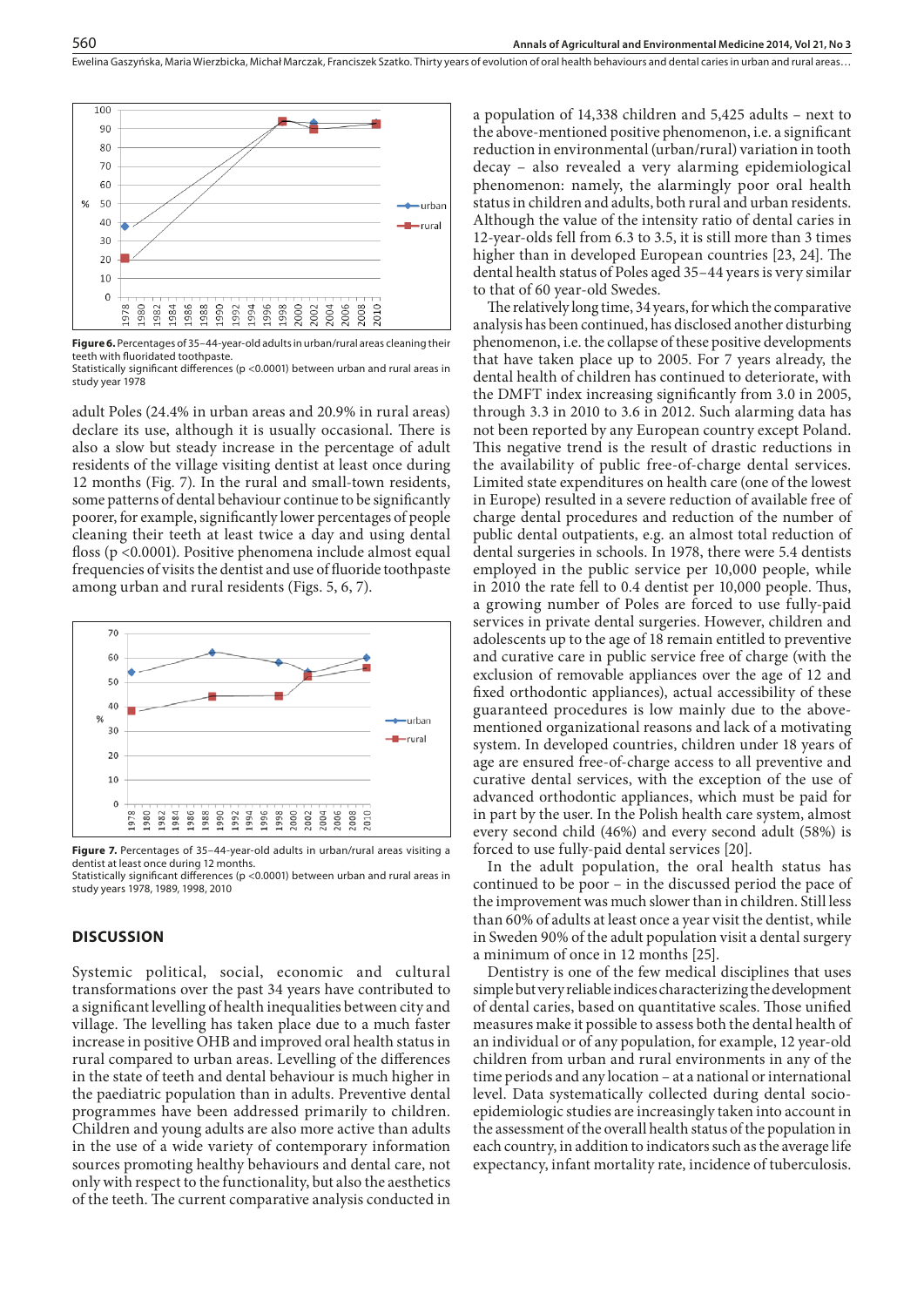Figure 6. Percentages of 35–44-year-old adults in urban/rural areas cleaning their teeth with fluoridated toothpaste.
Statistically significant differences (p <0.0001) between urban and rural areas in study year 1978

adult Poles (24.4% in urban areas and 20.9% in rural areas) declare its use, although it is usually occasional. There is also a slow but steady increase in the percentage of adult residents of the village visiting dentist at least once during 12 months (Fig. 7). In the rural and small-town residents, some patterns of dental behaviour continue to be significantly poorer, for example, significantly lower percentages of people cleaning their teeth at least twice a day and using dental floss (p <0.0001). Positive phenomena include almost equal frequencies of visits the dentist and use of fluoride toothpaste among urban and rural residents (Figs. 5, 6, 7).

Figure 7. Percentages of 35–44-year-old adults in urban/rural areas visiting a dentist at least once during 12 months.
Statistically significant differences (p <0.0001) between urban and rural areas in study years 1978, 1989, 1998, 2010

## DISCUSSION

Systemic political, social, economic and cultural transformations over the past 34 years have contributed to a significant levelling of health inequalities between city and village. The levelling has taken place due to a much faster increase in positive OHB and improved oral health status in rural compared to urban areas. Levelling of the differences in the state of teeth and dental behaviour is much higher in the paediatric population than in adults. Preventive dental programmes have been addressed primarily to children. Children and young adults are also more active than adults in the use of a wide variety of contemporary information sources promoting healthy behaviours and dental care, not only with respect to the functionality, but also the aesthetics of the teeth. The current comparative analysis conducted in a population of 14,338 children and 5,425 adults – next to the above-mentioned positive phenomenon, i.e. a significant reduction in environmental (urban/rural) variation in tooth decay – also revealed a very alarming epidemiological phenomenon: namely, the alarmingly poor oral health status in children and adults, both rural and urban residents. Although the value of the intensity ratio of dental caries in 12-year-olds fell from 6.3 to 3.5, it is still more than 3 times higher than in developed European countries [23, 24]. The dental health status of Poles aged 35–44 years is very similar to that of 60 year-old Swedes.

The relatively long time, 34 years, for which the comparative analysis has been continued, has disclosed another disturbing phenomenon, i.e. the collapse of these positive developments that have taken place up to 2005. For 7 years already, the dental health of children has continued to deteriorate, with the DMFT index increasing significantly from 3.0 in 2005, through 3.3 in 2010 to 3.6 in 2012. Such alarming data has not been reported by any European country except Poland. This negative trend is the result of drastic reductions in the availability of public free-of-charge dental services. Limited state expenditures on health care (one of the lowest in Europe) resulted in a severe reduction of available free of charge dental procedures and reduction of the number of public dental outpatients, e.g. an almost total reduction of dental surgeries in schools. In 1978, there were 5.4 dentists employed in the public service per 10,000 people, while in 2010 the rate fell to 0.4 dentist per 10,000 people. Thus, a growing number of Poles are forced to use fully-paid services in private dental surgeries. However, children and adolescents up to the age of 18 remain entitled to preventive and curative care in public service free of charge (with the exclusion of removable appliances over the age of 12 and fixed orthodontic appliances), actual accessibility of these guaranteed procedures is low mainly due to the above-mentioned organizational reasons and lack of a motivating system. In developed countries, children under 18 years of age are ensured free-of-charge access to all preventive and curative dental services, with the exception of the use of advanced orthodontic appliances, which must be paid for in part by the user. In the Polish health care system, almost every second child (46%) and every second adult (58%) is forced to use fully-paid dental services [20].

In the adult population, the oral health status has continued to be poor – in the discussed period the pace of the improvement was much slower than in children. Still less than 60% of adults at least once a year visit the dentist, while in Sweden 90% of the adult population visit a dental surgery a minimum of once in 12 months [25].

Dentistry is one of the few medical disciplines that uses simple but very reliable indices characterizing the development of dental caries, based on quantitative scales. Those unified measures make it possible to assess both the dental health of an individual or of any population, for example, 12 year-old children from urban and rural environments in any of the time periods and any location – at a national or international level. Data systematically collected during dental socio-epidemiologic studies are increasingly taken into account in the assessment of the overall health status of the population in each country, in addition to indicators such as the average life expectancy, infant mortality rate, incidence of tuberculosis.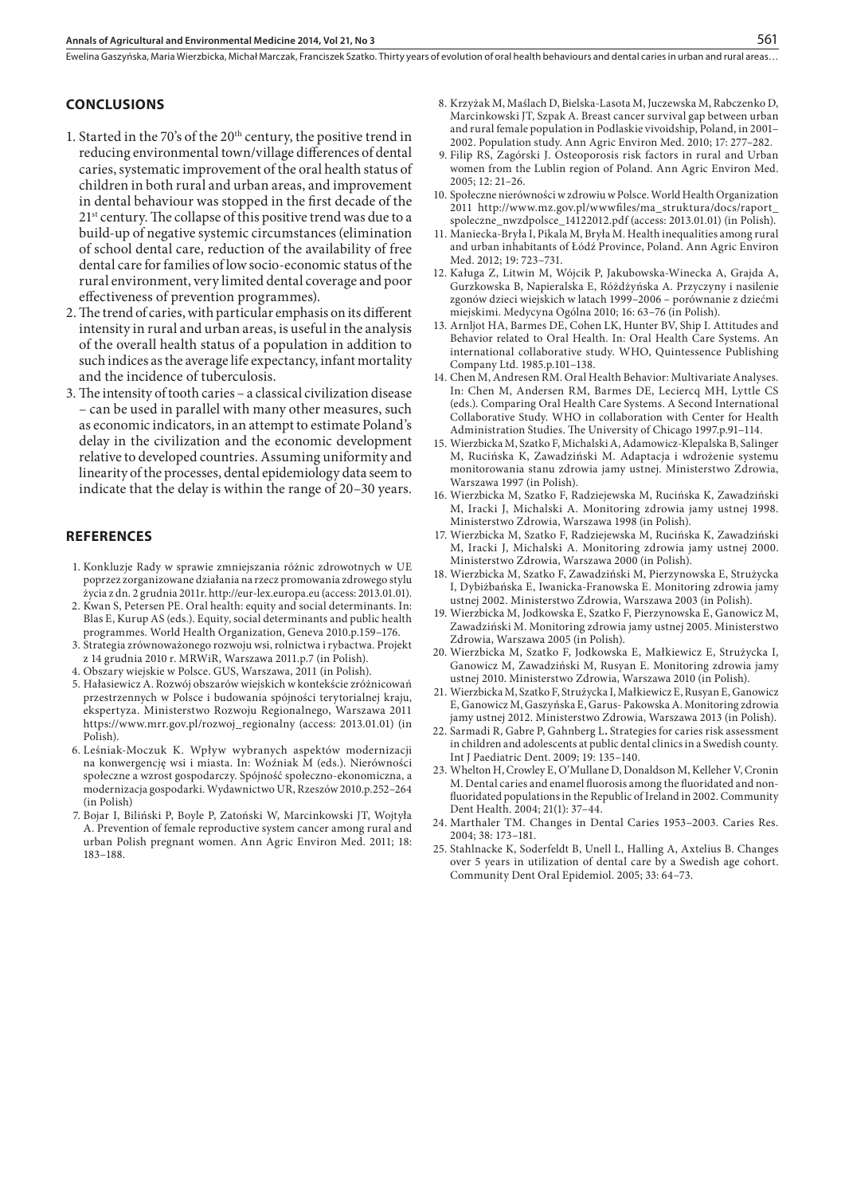## CONCLUSIONS

1. Started in the 70's of the 20th century, the positive trend in reducing environmental town/village differences of dental caries, systematic improvement of the oral health status of children in both rural and urban areas, and improvement in dental behaviour was stopped in the first decade of the 21st century. The collapse of this positive trend was due to a build-up of negative systemic circumstances (elimination of school dental care, reduction of the availability of free dental care for families of low socio-economic status of the rural environment, very limited dental coverage and poor effectiveness of prevention programmes).
2. The trend of caries, with particular emphasis on its different intensity in rural and urban areas, is useful in the analysis of the overall health status of a population in addition to such indices as the average life expectancy, infant mortality and the incidence of tuberculosis.
3. The intensity of tooth caries – a classical civilization disease – can be used in parallel with many other measures, such as economic indicators, in an attempt to estimate Poland's delay in the civilization and the economic development relative to developed countries. Assuming uniformity and linearity of the processes, dental epidemiology data seem to indicate that the delay is within the range of 20–30 years.

## REFERENCES

1. Konkluzje Rady w sprawie zmniejszania różnic zdrowotnych w UE poprzez zorganizowane działania na rzecz promowania zdrowego stylu życia z dn. 2 grudnia 2011r. http://eur-lex.europa.eu (access: 2013.01.01).
2. Kwan S, Petersen PE. Oral health: equity and social determinants. In: Blas E, Kurup AS (eds.). Equity, social determinants and public health programmes. World Health Organization, Geneva 2010.p.159–176.
3. Strategia zrównoważonego rozwoju wsi, rolnictwa i rybactwa. Projekt z 14 grudnia 2010 r. MRWiR, Warszawa 2011.p.7 (in Polish).
4. Obszary wiejskie w Polsce. GUS, Warszawa, 2011 (in Polish).
5. Hałasiewicz A. Rozwój obszarów wiejskich w kontekście zróżnicowań przestrzennych w Polsce i budowania spójności terytorialnej kraju, ekspertyza. Ministerstwo Rozwoju Regionalnego, Warszawa 2011 https://www.mrr.gov.pl/rozwoj_regionalny (access: 2013.01.01) (in Polish).
6. Leśniak-Moczuk K. Wpływ wybranych aspektów modernizacji na konwergencję wsi i miasta. In: Woźniak M (eds.). Nierówności społeczne a wzrost gospodarczy. Spójność społeczno-ekonomiczna, a modernizacja gospodarki. Wydawnictwo UR, Rzeszów 2010.p.252–264 (in Polish)
7. Bojar I, Biliński P, Boyle P, Zatoński W, Marcinkowski JT, Wojtyła A. Prevention of female reproductive system cancer among rural and urban Polish pregnant women. Ann Agric Environ Med. 2011; 18: 183–188.
8. Krzyżak M, Maślach D, Bielska-Lasota M, Juczewska M, Rabczenko D, Marcinkowski JT, Szpak A. Breast cancer survival gap between urban and rural female population in Podlaskie vivoidship, Poland, in 2001–2002. Population study. Ann Agric Environ Med. 2010; 17: 277–282.
9. Filip RS, Zagórski J. Osteoporosis risk factors in rural and Urban women from the Lublin region of Poland. Ann Agric Environ Med. 2005; 12: 21–26.
10. Społeczne nierówności w zdrowiu w Polsce. World Health Organization 2011 http://www.mz.gov.pl/wwwfiles/ma_struktura/docs/raport_spoleczne_nwzdpolsce_14122012.pdf (access: 2013.01.01) (in Polish).
11. Maniecka-Bryła I, Pikala M, Bryła M. Health inequalities among rural and urban inhabitants of Łódź Province, Poland. Ann Agric Environ Med. 2012; 19: 723–731.
12. Kaługa Z, Litwin M, Wójcik P, Jakubowska-Winecka A, Grajda A, Gurzkowska B, Napieralska E, Różdżyńska A. Przyczyny i nasilenie zgonów dzieci wiejskich w latach 1999–2006 – porównanie z dziećmi miejskimi. Medycyna Ogólna 2010; 16: 63–76 (in Polish).
13. Arnljot HA, Barmes DE, Cohen LK, Hunter BV, Ship I. Attitudes and Behavior related to Oral Health. In: Oral Health Care Systems. An international collaborative study. WHO, Quintessence Publishing Company Ltd. 1985.p.101–138.
14. Chen M, Andresen RM. Oral Health Behavior: Multivariate Analyses. In: Chen M, Andersen RM, Barmes DE, Leciercq MH, Lyttle CS (eds.). Comparing Oral Health Care Systems. A Second International Collaborative Study. WHO in collaboration with Center for Health Administration Studies. The University of Chicago 1997.p.91–114.
15. Wierzbicka M, Szatko F, Michalski A, Adamowicz-Klepalska B, Salinger M, Rucińska K, Zawadziński M. Adaptacja i wdrożenie systemu monitorowania stanu zdrowia jamy ustnej. Ministerstwo Zdrowia, Warszawa 1997 (in Polish).
16. Wierzbicka M, Szatko F, Radziejewska M, Rucińska K, Zawadziński M, Iracki J, Michalski A. Monitoring zdrowia jamy ustnej 1998. Ministerstwo Zdrowia, Warszawa 1998 (in Polish).
17. Wierzbicka M, Szatko F, Radziejewska M, Rucińska K, Zawadziński M, Iracki J, Michalski A. Monitoring zdrowia jamy ustnej 2000. Ministerstwo Zdrowia, Warszawa 2000 (in Polish).
18. Wierzbicka M, Szatko F, Zawadziński M, Pierzynowska E, Strużycka I, Dybiżbańska E, Iwanicka-Franowska E. Monitoring zdrowia jamy ustnej 2002. Ministerstwo Zdrowia, Warszawa 2003 (in Polish).
19. Wierzbicka M, Jodkowska E, Szatko F, Pierzynowska E, Ganowicz M, Zawadziński M. Monitoring zdrowia jamy ustnej 2005. Ministerstwo Zdrowia, Warszawa 2005 (in Polish).
20. Wierzbicka M, Szatko F, Jodkowska E, Małkiewicz E, Strużycka I, Ganowicz M, Zawadziński M, Rusyan E. Monitoring zdrowia jamy ustnej 2010. Ministerstwo Zdrowia, Warszawa 2010 (in Polish).
21. Wierzbicka M, Szatko F, Strużycka I, Małkiewicz E, Rusyan E, Ganowicz E, Ganowicz M, Gaszyńska E, Garus- Pakowska A. Monitoring zdrowia jamy ustnej 2012. Ministerstwo Zdrowia, Warszawa 2013 (in Polish).
22. Sarmadi R, Gabre P, Gahnberg L. Strategies for caries risk assessment in children and adolescents at public dental clinics in a Swedish county. Int J Paediatric Dent. 2009; 19: 135–140.
23. Whelton H, Crowley E, O'Mullane D, Donaldson M, Kelleher V, Cronin M. Dental caries and enamel fluorosis among the fluoridated and non-fluoridated populations in the Republic of Ireland in 2002. Community Dent Health. 2004; 21(1): 37–44.
24. Marthaler TM. Changes in Dental Caries 1953–2003. Caries Res. 2004; 38: 173–181.
25. Stahlnacke K, Soderfeldt B, Unell L, Halling A, Axtelius B. Changes over 5 years in utilization of dental care by a Swedish age cohort. Community Dent Oral Epidemiol. 2005; 33: 64–73.